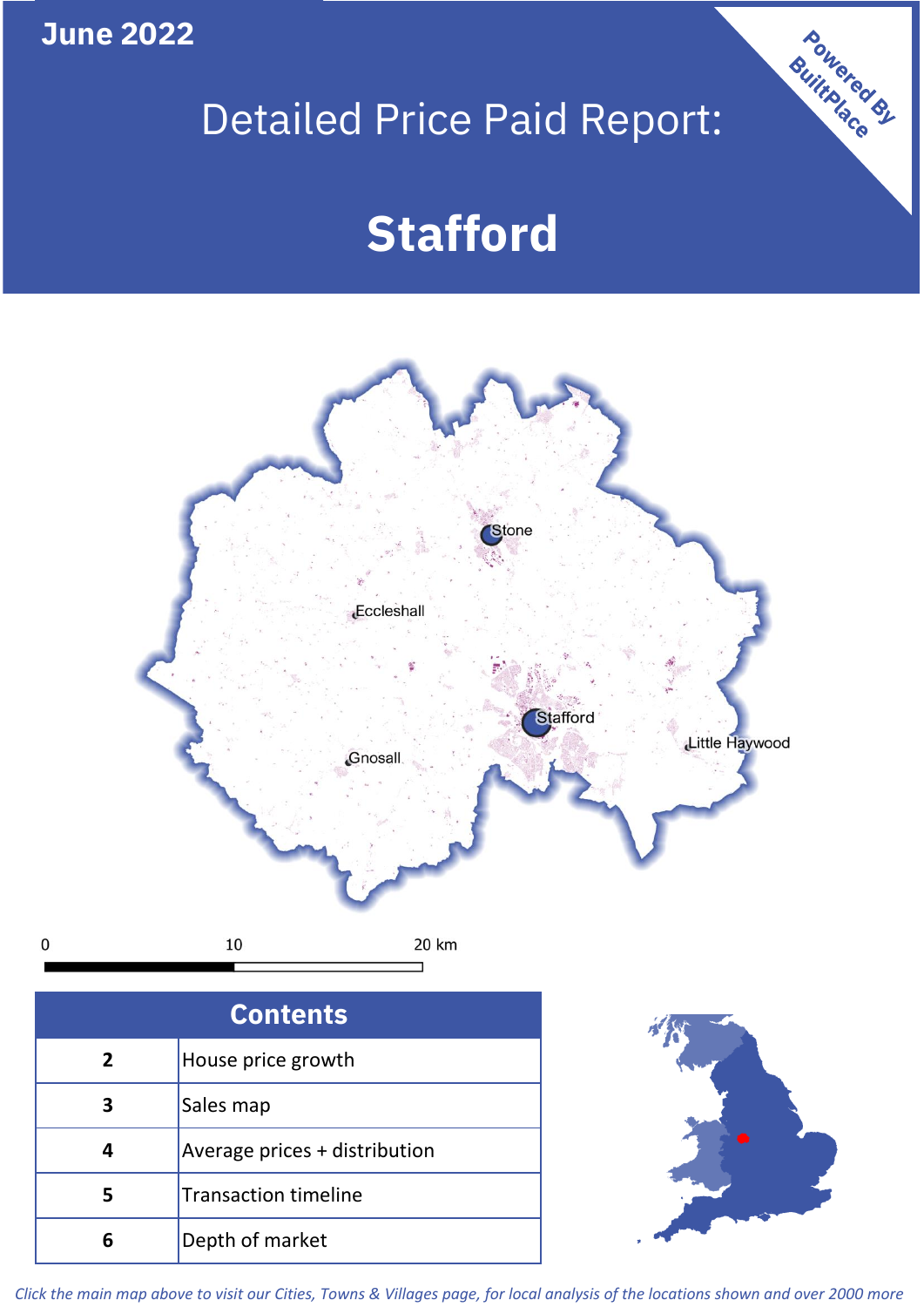**June 2022**

# Detailed Price Paid Report:

# Stafford

Powered By BuiltPlace

Stone

Eccleshall

Stafford

Little Haywood

Gnosall

0 10 20 km

| Contents | |
|---|---|
| 2 | House price growth |
| 3 | Sales map |
| 4 | Average prices + distribution |
| 5 | Transaction timeline |
| 6 | Depth of market |

*Click the main map above to visit our Cities, Towns & Villages page, for local analysis of the locations shown and over 2000 more*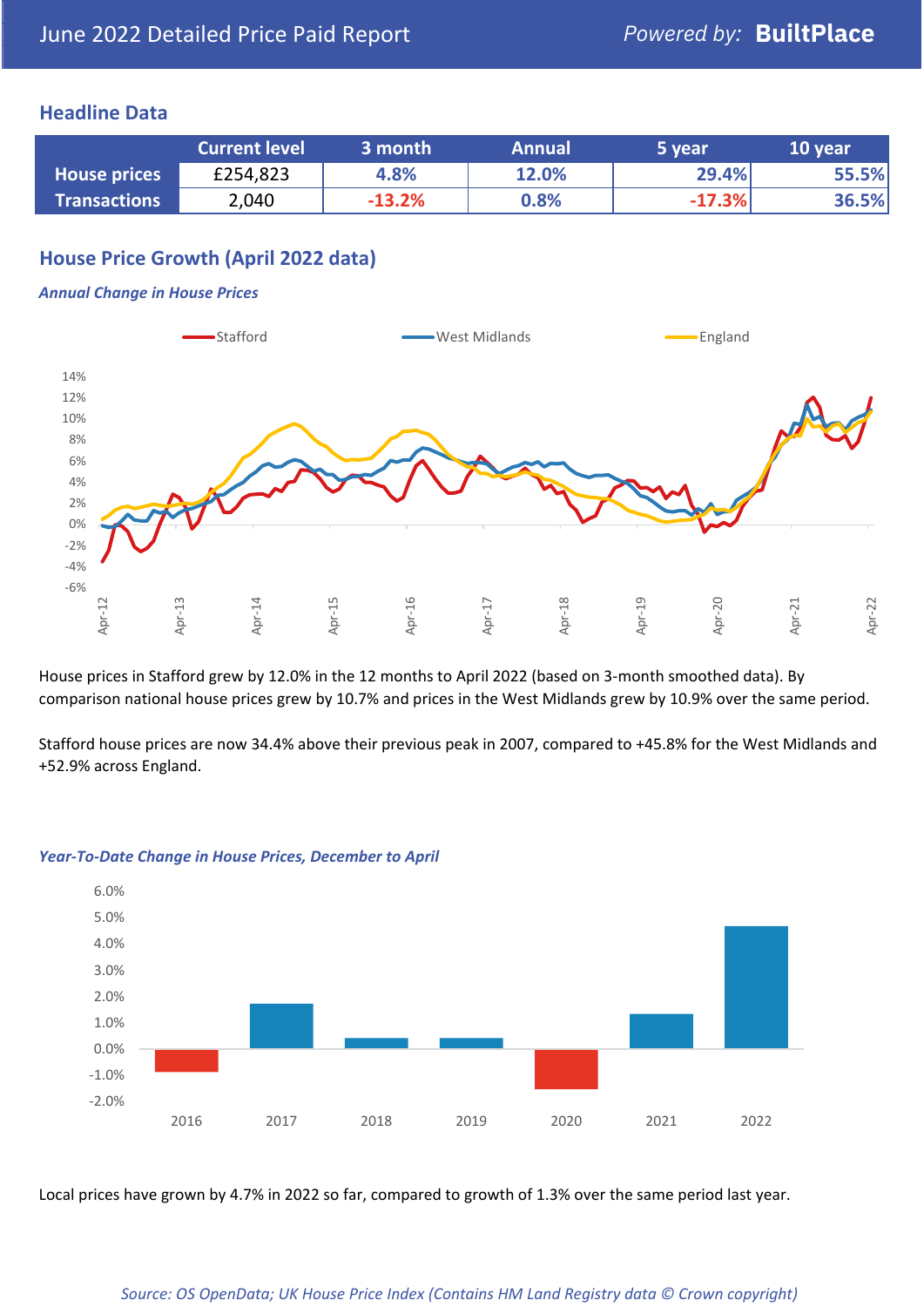June 2022 Detailed Price Paid Report — *Powered by:* **BuiltPlace**

## Headline Data

| | Current level | 3 month | Annual | 5 year | 10 year |
|---|---|---|---|---|---|
| **House prices** | £254,823 | 4.8% | 12.0% | 29.4% | 55.5% |
| **Transactions** | 2,040 | -13.2% | 0.8% | -17.3% | 36.5% |

## House Price Growth (April 2022 data)

***Annual Change in House Prices***

House prices in Stafford grew by 12.0% in the 12 months to April 2022 (based on 3-month smoothed data). By comparison national house prices grew by 10.7% and prices in the West Midlands grew by 10.9% over the same period.

Stafford house prices are now 34.4% above their previous peak in 2007, compared to +45.8% for the West Midlands and +52.9% across England.

***Year-To-Date Change in House Prices, December to April***

Local prices have grown by 4.7% in 2022 so far, compared to growth of 1.3% over the same period last year.

*Source: OS OpenData; UK House Price Index (Contains HM Land Registry data © Crown copyright)*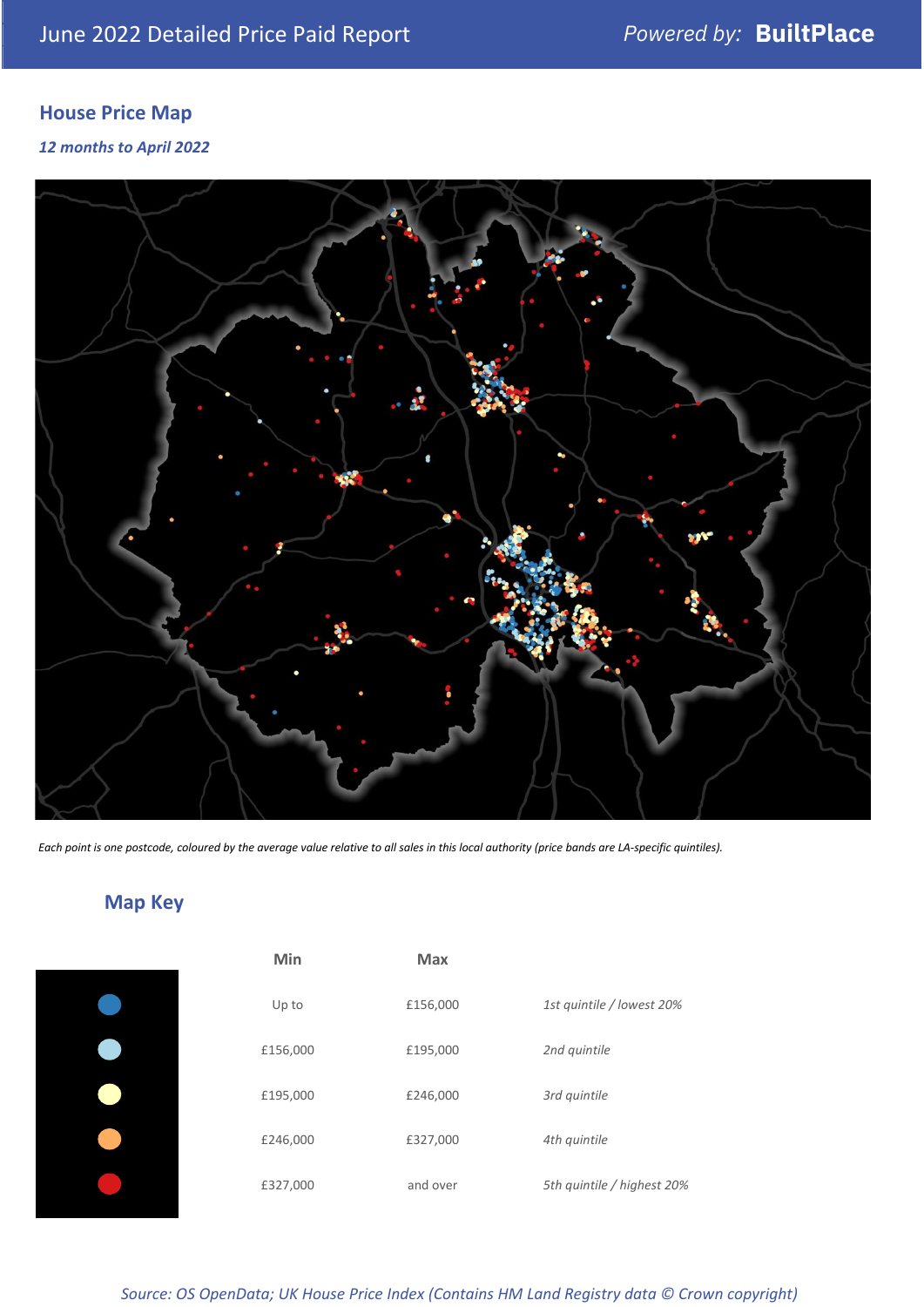## House Price Map

*12 months to April 2022*

*Each point is one postcode, coloured by the average value relative to all sales in this local authority (price bands are LA-specific quintiles).*

## Map Key

| | Min | Max | |
|---|---|---|---|
| | Up to | £156,000 | *1st quintile / lowest 20%* |
| | £156,000 | £195,000 | *2nd quintile* |
| | £195,000 | £246,000 | *3rd quintile* |
| | £246,000 | £327,000 | *4th quintile* |
| | £327,000 | and over | *5th quintile / highest 20%* |

*Source: OS OpenData; UK House Price Index (Contains HM Land Registry data © Crown copyright)*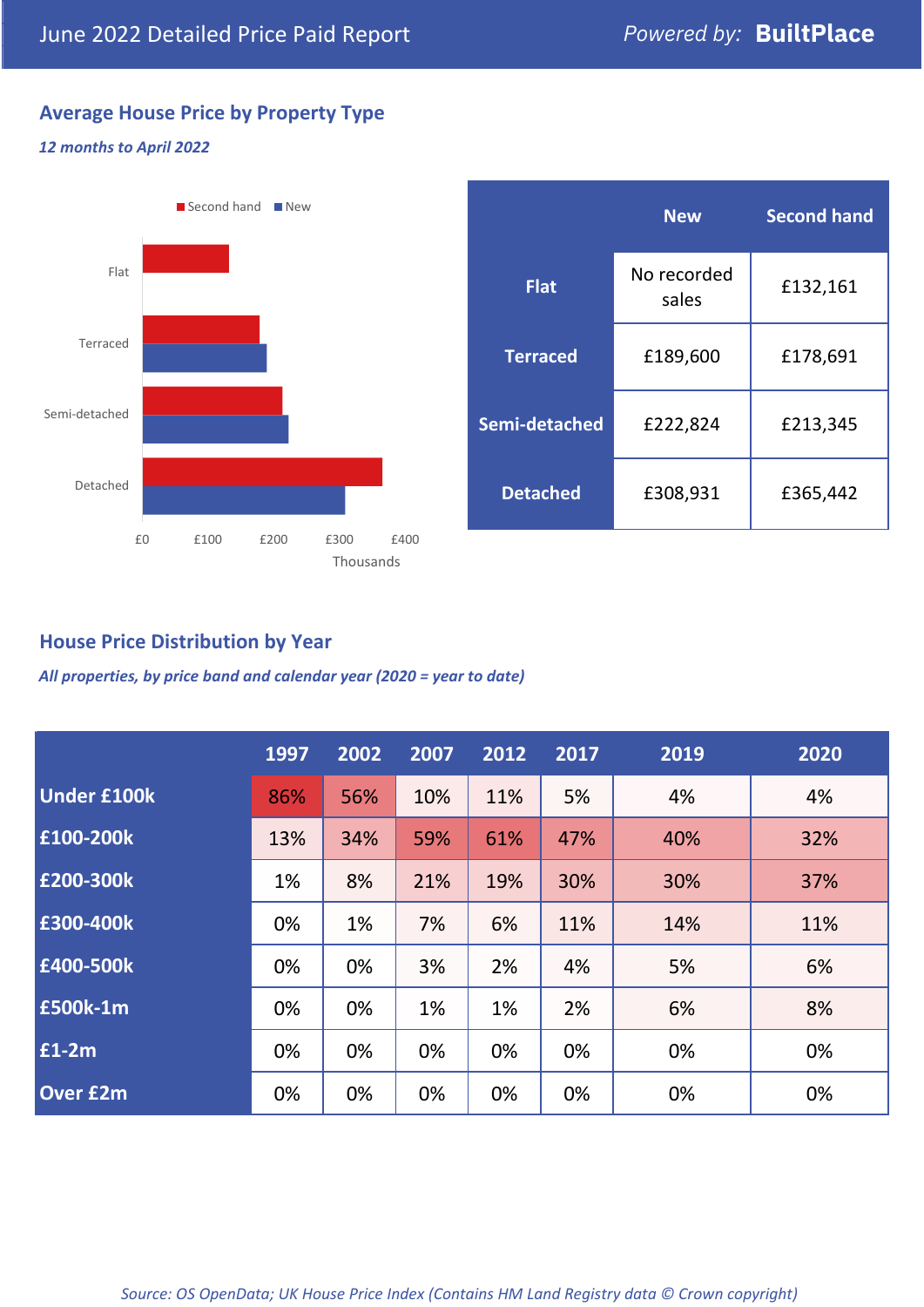June 2022 Detailed Price Paid Report

*Powered by:* **BuiltPlace**

## Average House Price by Property Type

***12 months to April 2022***

|  | New | Second hand |
|---|---|---|
| **Flat** | No recorded sales | £132,161 |
| **Terraced** | £189,600 | £178,691 |
| **Semi-detached** | £222,824 | £213,345 |
| **Detached** | £308,931 | £365,442 |

## House Price Distribution by Year

***All properties, by price band and calendar year (2020 = year to date)***

|  | 1997 | 2002 | 2007 | 2012 | 2017 | 2019 | 2020 |
|---|---|---|---|---|---|---|---|
| **Under £100k** | 86% | 56% | 10% | 11% | 5% | 4% | 4% |
| **£100-200k** | 13% | 34% | 59% | 61% | 47% | 40% | 32% |
| **£200-300k** | 1% | 8% | 21% | 19% | 30% | 30% | 37% |
| **£300-400k** | 0% | 1% | 7% | 6% | 11% | 14% | 11% |
| **£400-500k** | 0% | 0% | 3% | 2% | 4% | 5% | 6% |
| **£500k-1m** | 0% | 0% | 1% | 1% | 2% | 6% | 8% |
| **£1-2m** | 0% | 0% | 0% | 0% | 0% | 0% | 0% |
| **Over £2m** | 0% | 0% | 0% | 0% | 0% | 0% | 0% |

*Source: OS OpenData; UK House Price Index (Contains HM Land Registry data © Crown copyright)*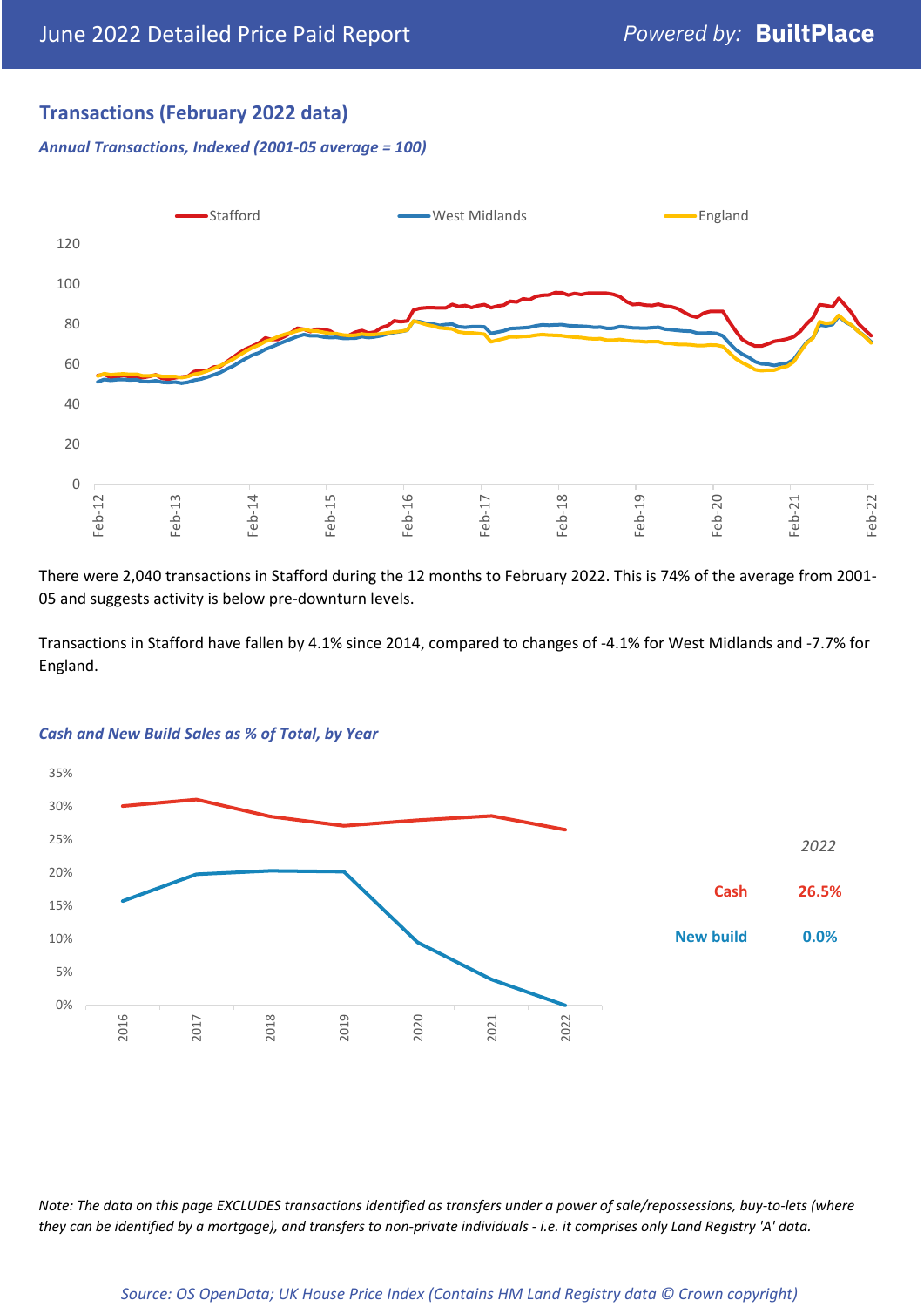## Transactions (February 2022 data)

*Annual Transactions, Indexed (2001-05 average = 100)*

There were 2,040 transactions in Stafford during the 12 months to February 2022. This is 74% of the average from 2001-05 and suggests activity is below pre-downturn levels.

Transactions in Stafford have fallen by 4.1% since 2014, compared to changes of -4.1% for West Midlands and -7.7% for England.

*Cash and New Build Sales as % of Total, by Year*

| 2022 | |
|---|---|
| Cash | 26.5% |
| New build | 0.0% |

*Note: The data on this page EXCLUDES transactions identified as transfers under a power of sale/repossessions, buy-to-lets (where they can be identified by a mortgage), and transfers to non-private individuals - i.e. it comprises only Land Registry 'A' data.*

*Source: OS OpenData; UK House Price Index (Contains HM Land Registry data © Crown copyright)*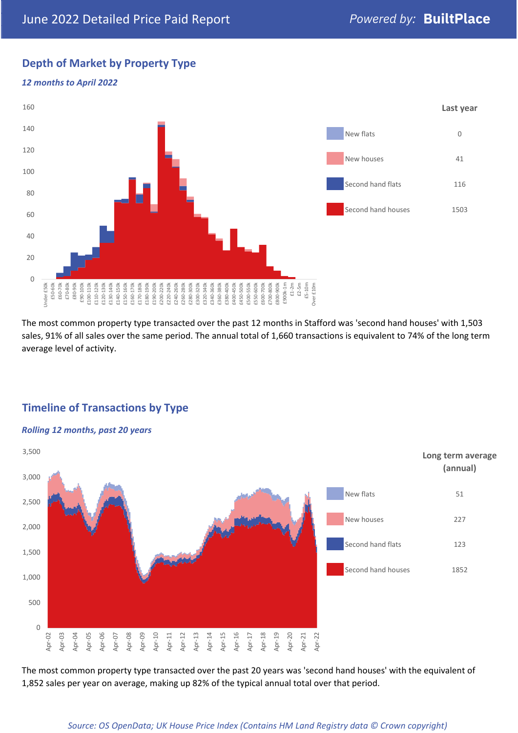June 2022 Detailed Price Paid Report

Powered by: **BuiltPlace**

## Depth of Market by Property Type

*12 months to April 2022*

160
140
120
100
80
60
40
20
0

Under £50k, £50-60k, £60-70k, £70-80k, £80-90k, £90-100k, £100-110k, £110-120k, £120-130k, £130-140k, £140-150k, £150-160k, £160-170k, £170-180k, £180-190k, £190-200k, £200-220k, £220-240k, £240-260k, £260-280k, £280-300k, £300-320k, £320-340k, £340-360k, £360-380k, £380-400k, £400-450k, £450-500k, £500-550k, £550-600k, £600-700k, £700-800k, £800-900k, £900k-1m, £1-2m, £2-5m, £5-10m, Over £10m

**Last year**

New flats 0

New houses 41

Second hand flats 116

Second hand houses 1503

The most common property type transacted over the past 12 months in Stafford was 'second hand houses' with 1,503 sales, 91% of all sales over the same period. The annual total of 1,660 transactions is equivalent to 74% of the long term average level of activity.

## Timeline of Transactions by Type

*Rolling 12 months, past 20 years*

3,500
3,000
2,500
2,000
1,500
1,000
500
0

Apr-02, Apr-03, Apr-04, Apr-05, Apr-06, Apr-07, Apr-08, Apr-09, Apr-10, Apr-11, Apr-12, Apr-13, Apr-14, Apr-15, Apr-16, Apr-17, Apr-18, Apr-19, Apr-20, Apr-21, Apr-22

**Long term average (annual)**

New flats 51

New houses 227

Second hand flats 123

Second hand houses 1852

The most common property type transacted over the past 20 years was 'second hand houses' with the equivalent of 1,852 sales per year on average, making up 82% of the typical annual total over that period.

*Source: OS OpenData; UK House Price Index (Contains HM Land Registry data © Crown copyright)*